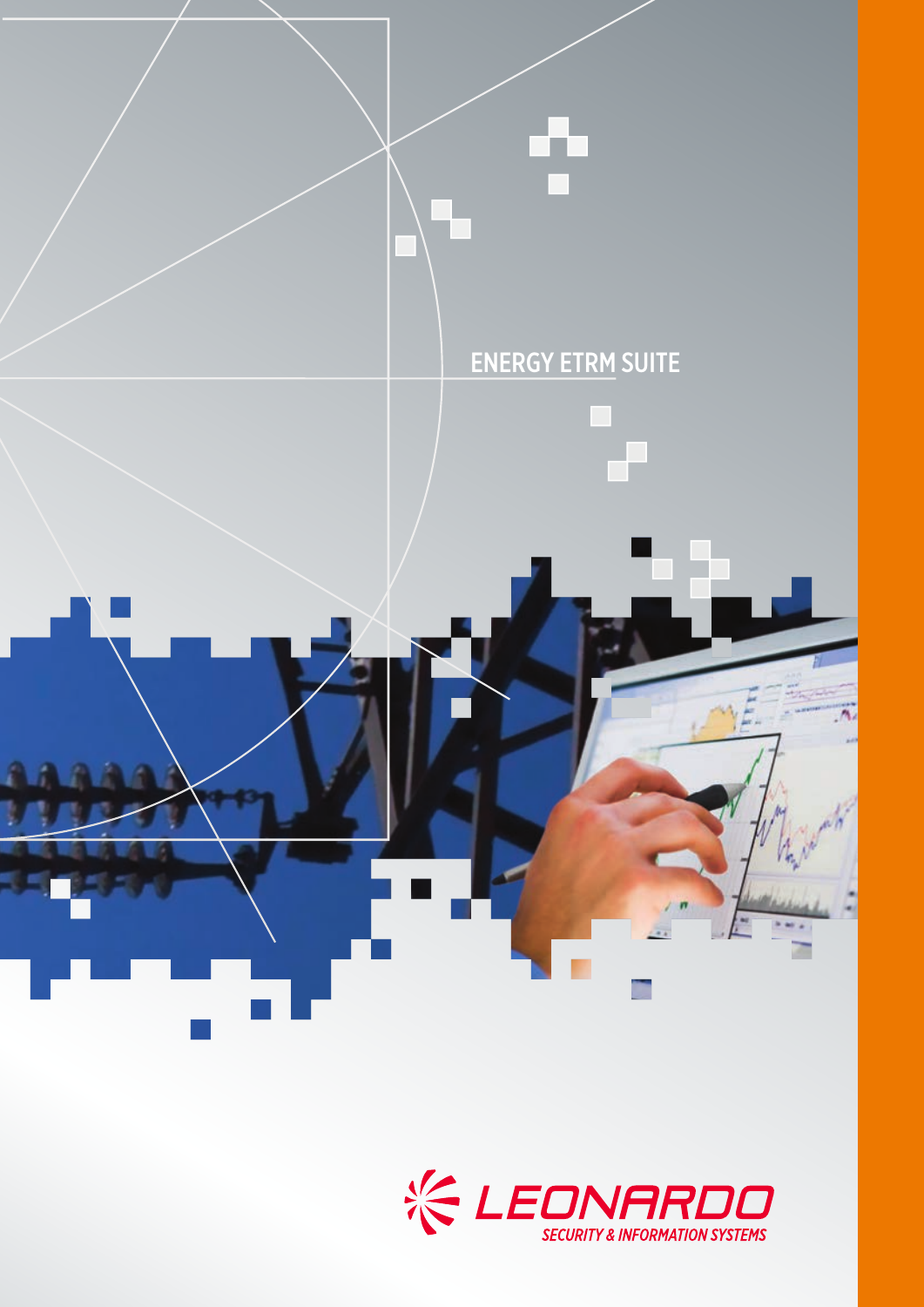# ENERGY ETRM SUITE

LEONARDO

SECURITY & INFORMATION SYSTEMS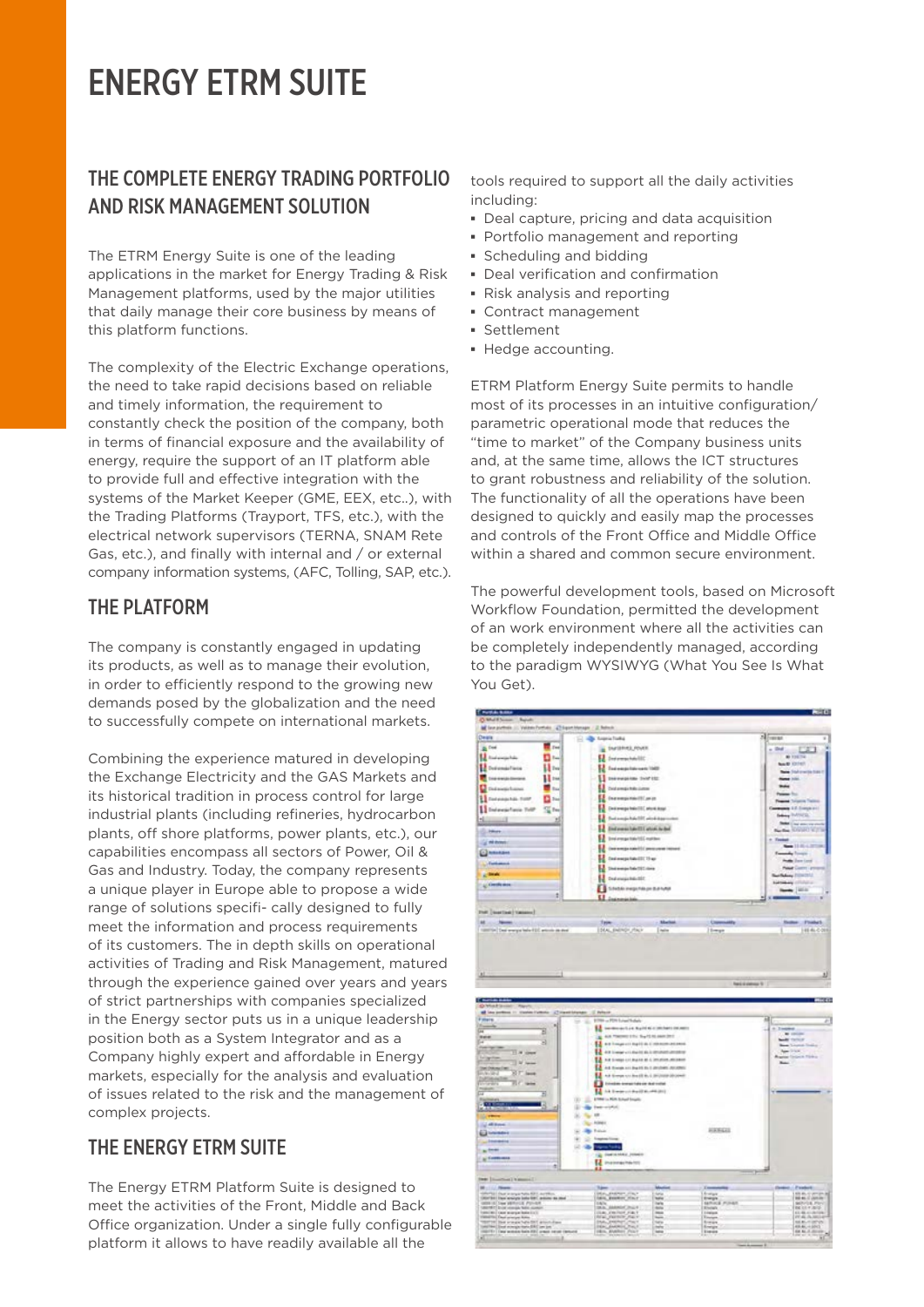# ENERGY ETRM SUITE

## THE COMPLETE ENERGY TRADING PORTFOLIO AND RISK MANAGEMENT SOLUTION

The ETRM Energy Suite is one of the leading applications in the market for Energy Trading & Risk Management platforms, used by the major utilities that daily manage their core business by means of this platform functions.

The complexity of the Electric Exchange operations, the need to take rapid decisions based on reliable and timely information, the requirement to constantly check the position of the company, both in terms of financial exposure and the availability of energy, require the support of an IT platform able to provide full and effective integration with the systems of the Market Keeper (GME, EEX, etc..), with the Trading Platforms (Trayport, TFS, etc.), with the electrical network supervisors (TERNA, SNAM Rete Gas, etc.), and finally with internal and / or external company information systems, (AFC, Tolling, SAP, etc.).

## THE PLATFORM

The company is constantly engaged in updating its products, as well as to manage their evolution, in order to efficiently respond to the growing new demands posed by the globalization and the need to successfully compete on international markets.

Combining the experience matured in developing the Exchange Electricity and the GAS Markets and its historical tradition in process control for large industrial plants (including refineries, hydrocarbon plants, off shore platforms, power plants, etc.), our capabilities encompass all sectors of Power, Oil & Gas and Industry. Today, the company represents a unique player in Europe able to propose a wide range of solutions specifi- cally designed to fully meet the information and process requirements of its customers. The in depth skills on operational activities of Trading and Risk Management, matured through the experience gained over years and years of strict partnerships with companies specialized in the Energy sector puts us in a unique leadership position both as a System Integrator and as a Company highly expert and affordable in Energy markets, especially for the analysis and evaluation of issues related to the risk and the management of complex projects.

## THE ENERGY ETRM SUITE

The Energy ETRM Platform Suite is designed to meet the activities of the Front, Middle and Back Office organization. Under a single fully configurable platform it allows to have readily available all the tools required to support all the daily activities including:

- Deal capture, pricing and data acquisition
- Portfolio management and reporting
- Scheduling and bidding
- Deal verification and confirmation
- Risk analysis and reporting
- Contract management
- Settlement
- Hedge accounting.

ETRM Platform Energy Suite permits to handle most of its processes in an intuitive configuration/ parametric operational mode that reduces the "time to market" of the Company business units and, at the same time, allows the ICT structures to grant robustness and reliability of the solution. The functionality of all the operations have been designed to quickly and easily map the processes and controls of the Front Office and Middle Office within a shared and common secure environment.

The powerful development tools, based on Microsoft Workflow Foundation, permitted the development of an work environment where all the activities can be completely independently managed, according to the paradigm WYSIWYG (What You See Is What You Get).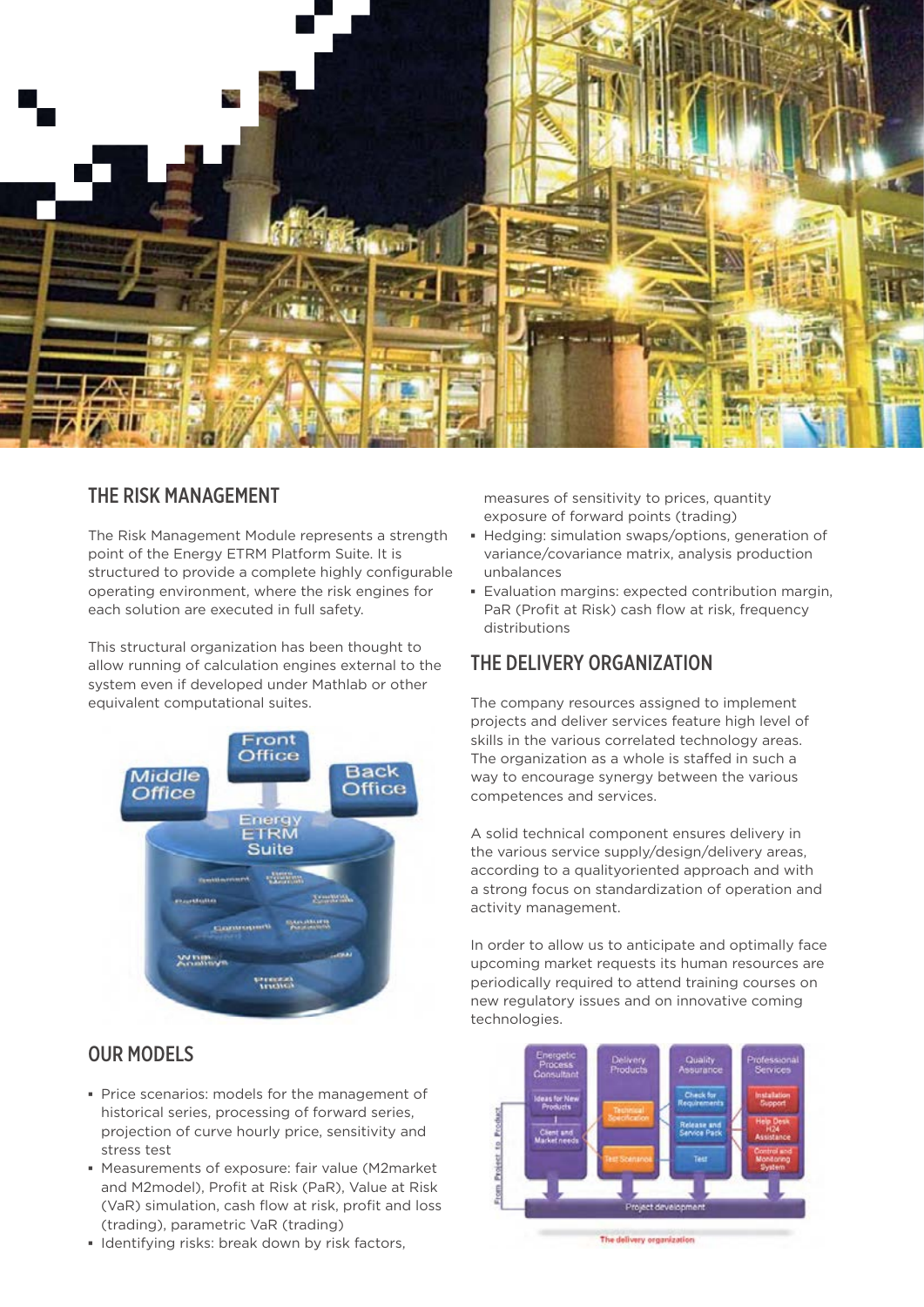## THE RISK MANAGEMENT

The Risk Management Module represents a strength point of the Energy ETRM Platform Suite. It is structured to provide a complete highly configurable operating environment, where the risk engines for each solution are executed in full safety.

This structural organization has been thought to allow running of calculation engines external to the system even if developed under Mathlab or other equivalent computational suites.

## OUR MODELS

- Price scenarios: models for the management of historical series, processing of forward series, projection of curve hourly price, sensitivity and stress test
- Measurements of exposure: fair value (M2market and M2model), Profit at Risk (PaR), Value at Risk (VaR) simulation, cash flow at risk, profit and loss (trading), parametric VaR (trading)
- Identifying risks: break down by risk factors, measures of sensitivity to prices, quantity exposure of forward points (trading)
- Hedging: simulation swaps/options, generation of variance/covariance matrix, analysis production unbalances
- Evaluation margins: expected contribution margin, PaR (Profit at Risk) cash flow at risk, frequency distributions

## THE DELIVERY ORGANIZATION

The company resources assigned to implement projects and deliver services feature high level of skills in the various correlated technology areas. The organization as a whole is staffed in such a way to encourage synergy between the various competences and services.

A solid technical component ensures delivery in the various service supply/design/delivery areas, according to a qualityoriented approach and with a strong focus on standardization of operation and activity management.

In order to allow us to anticipate and optimally face upcoming market requests its human resources are periodically required to attend training courses on new regulatory issues and on innovative coming technologies.

The delivery organization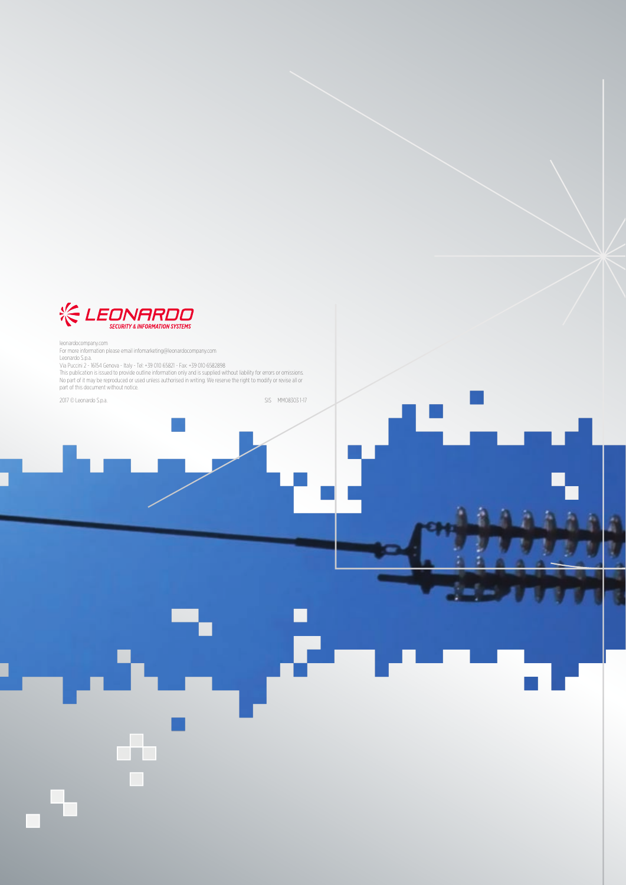LEONARDO
SECURITY & INFORMATION SYSTEMS

leonardocompany.com
For more information please email infomarketing@leonardocompany.com
Leonardo S.p.a.
Via Puccini 2 - 16154 Genova - Italy - Tel: +39 010 65821 - Fax: +39 010 6582898
This publication is issued to provide outline information only and is supplied without liability for errors or omissions. No part of it may be reproduced or used unless authorised in writing. We reserve the right to modify or revise all or part of this document without notice.

2017 © Leonardo S.p.a.

SIS MM08303 1-17